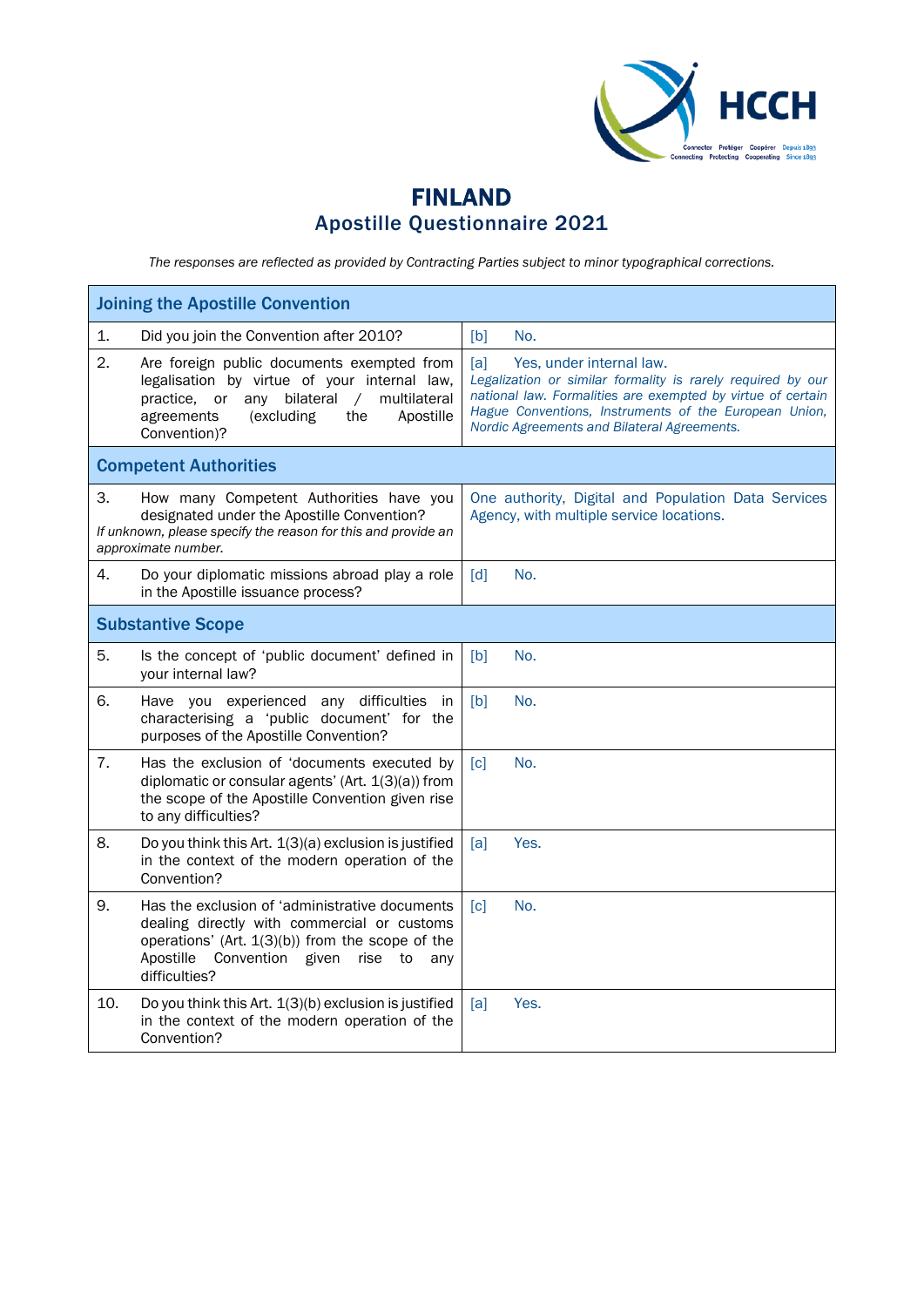# FINLAND

## Apostille Questionnaire 2021

*The responses are reflected as provided by Contracting Parties subject to minor typographical corrections.*

| Joining the Apostille Convention | |
|---|---|
| 1. Did you join the Convention after 2010? | [b] No. |
| 2. Are foreign public documents exempted from legalisation by virtue of your internal law, practice, or any bilateral / multilateral agreements (excluding the Apostille Convention)? | [a] Yes, under internal law. *Legalization or similar formality is rarely required by our national law. Formalities are exempted by virtue of certain Hague Conventions, Instruments of the European Union, Nordic Agreements and Bilateral Agreements.* |
| **Competent Authorities** | |
| 3. How many Competent Authorities have you designated under the Apostille Convention? *If unknown, please specify the reason for this and provide an approximate number.* | One authority, Digital and Population Data Services Agency, with multiple service locations. |
| 4. Do your diplomatic missions abroad play a role in the Apostille issuance process? | [d] No. |
| **Substantive Scope** | |
| 5. Is the concept of 'public document' defined in your internal law? | [b] No. |
| 6. Have you experienced any difficulties in characterising a 'public document' for the purposes of the Apostille Convention? | [b] No. |
| 7. Has the exclusion of 'documents executed by diplomatic or consular agents' (Art. 1(3)(a)) from the scope of the Apostille Convention given rise to any difficulties? | [c] No. |
| 8. Do you think this Art. 1(3)(a) exclusion is justified in the context of the modern operation of the Convention? | [a] Yes. |
| 9. Has the exclusion of 'administrative documents dealing directly with commercial or customs operations' (Art. 1(3)(b)) from the scope of the Apostille Convention given rise to any difficulties? | [c] No. |
| 10. Do you think this Art. 1(3)(b) exclusion is justified in the context of the modern operation of the Convention? | [a] Yes. |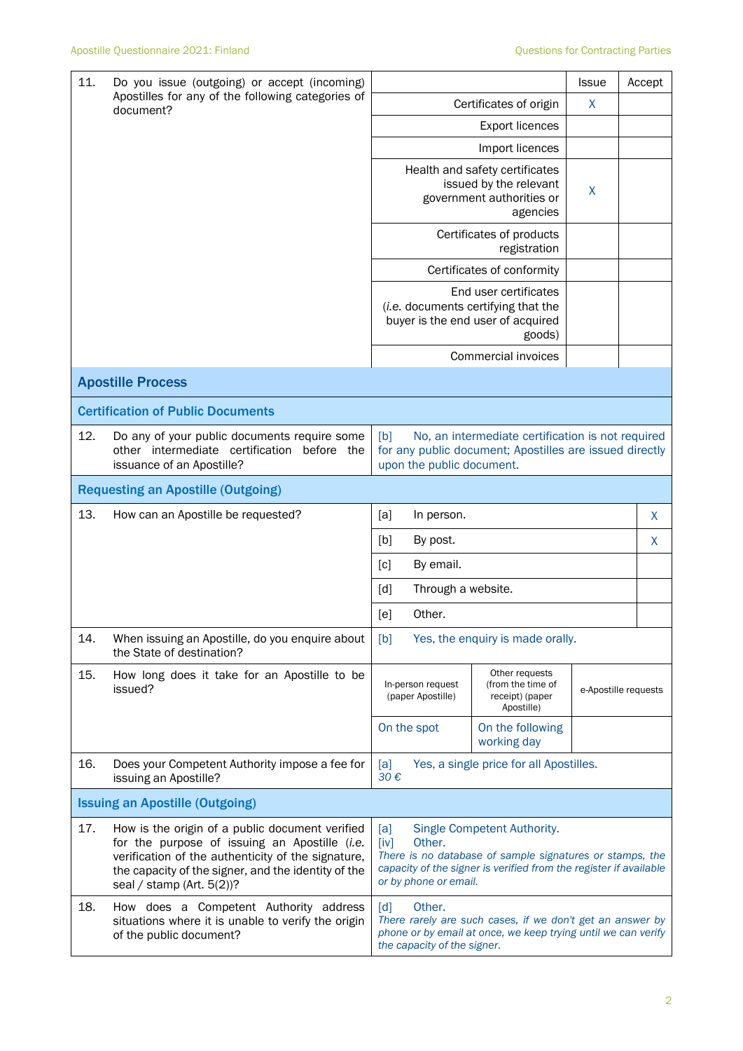| 11. | Do you issue (outgoing) or accept (incoming) Apostilles for any of the following categories of document? | | Issue | Accept |
|---|---|---|---|---|
| | | Certificates of origin | X | |
| | | Export licences | | |
| | | Import licences | | |
| | | Health and safety certificates issued by the relevant government authorities or agencies | X | |
| | | Certificates of products registration | | |
| | | Certificates of conformity | | |
| | | End user certificates (*i.e.* documents certifying that the buyer is the end user of acquired goods) | | |
| | | Commercial invoices | | |

## Apostille Process

### Certification of Public Documents

| 12. | Do any of your public documents require some other intermediate certification before the issuance of an Apostille? | [b] No, an intermediate certification is not required for any public document; Apostilles are issued directly upon the public document. |
|---|---|---|

### Requesting an Apostille (Outgoing)

| 13. | How can an Apostille be requested? | | |
|---|---|---|---|
| | | [a] In person. | X |
| | | [b] By post. | X |
| | | [c] By email. | |
| | | [d] Through a website. | |
| | | [e] Other. | |

| 14. | When issuing an Apostille, do you enquire about the State of destination? | [b] Yes, the enquiry is made orally. |
|---|---|---|

| 15. | How long does it take for an Apostille to be issued? | In-person request (paper Apostille) | Other requests (from the time of receipt) (paper Apostille) | e-Apostille requests |
|---|---|---|---|---|
| | | On the spot | On the following working day | |

| 16. | Does your Competent Authority impose a fee for issuing an Apostille? | [a] Yes, a single price for all Apostilles. *30 €* |
|---|---|---|

### Issuing an Apostille (Outgoing)

| 17. | How is the origin of a public document verified for the purpose of issuing an Apostille (*i.e.* verification of the authenticity of the signature, the capacity of the signer, and the identity of the seal / stamp (Art. 5(2))? | [a] Single Competent Authority. [iv] Other. *There is no database of sample signatures or stamps, the capacity of the signer is verified from the register if available or by phone or email.* |
|---|---|---|
| 18. | How does a Competent Authority address situations where it is unable to verify the origin of the public document? | [d] Other. *There rarely are such cases, if we don't get an answer by phone or by email at once, we keep trying until we can verify the capacity of the signer.* |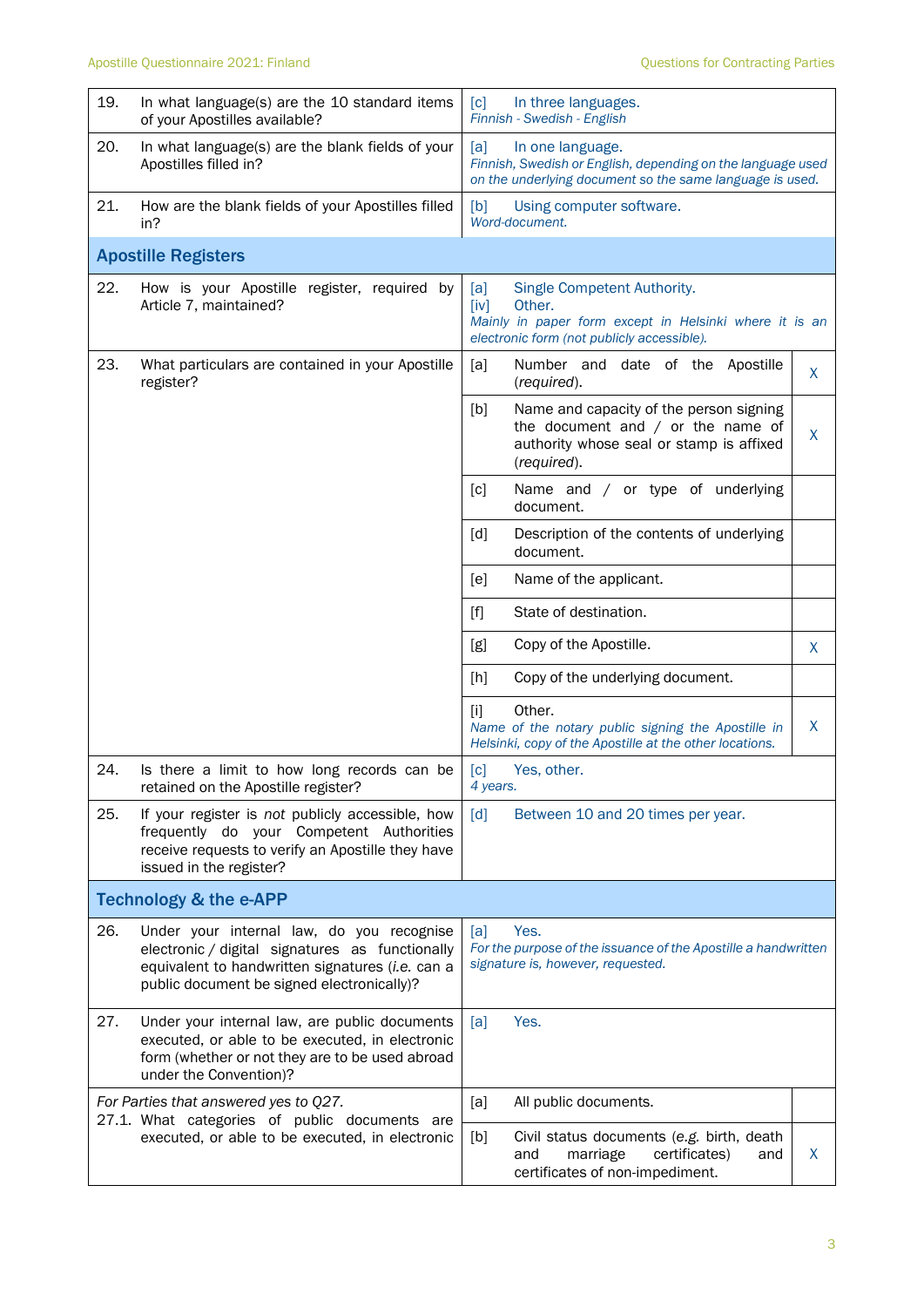| | Question | Answer | |
|---|---|---|---|
| 19. | In what language(s) are the 10 standard items of your Apostilles available? | [c] In three languages. *Finnish - Swedish - English* | |
| 20. | In what language(s) are the blank fields of your Apostilles filled in? | [a] In one language. *Finnish, Swedish or English, depending on the language used on the underlying document so the same language is used.* | |
| 21. | How are the blank fields of your Apostilles filled in? | [b] Using computer software. *Word-document.* | |
| **Apostille Registers** | | | |
| 22. | How is your Apostille register, required by Article 7, maintained? | [a] Single Competent Authority. [iv] Other. *Mainly in paper form except in Helsinki where it is an electronic form (not publicly accessible).* | |
| 23. | What particulars are contained in your Apostille register? | [a] Number and date of the Apostille (*required*). | X |
| | | [b] Name and capacity of the person signing the document and / or the name of authority whose seal or stamp is affixed (*required*). | X |
| | | [c] Name and / or type of underlying document. | |
| | | [d] Description of the contents of underlying document. | |
| | | [e] Name of the applicant. | |
| | | [f] State of destination. | |
| | | [g] Copy of the Apostille. | X |
| | | [h] Copy of the underlying document. | |
| | | [i] Other. *Name of the notary public signing the Apostille in Helsinki, copy of the Apostille at the other locations.* | X |
| 24. | Is there a limit to how long records can be retained on the Apostille register? | [c] Yes, other. *4 years.* | |
| 25. | If your register is *not* publicly accessible, how frequently do your Competent Authorities receive requests to verify an Apostille they have issued in the register? | [d] Between 10 and 20 times per year. | |
| **Technology & the e-APP** | | | |
| 26. | Under your internal law, do you recognise electronic / digital signatures as functionally equivalent to handwritten signatures (*i.e.* can a public document be signed electronically)? | [a] Yes. *For the purpose of the issuance of the Apostille a handwritten signature is, however, requested.* | |
| 27. | Under your internal law, are public documents executed, or able to be executed, in electronic form (whether or not they are to be used abroad under the Convention)? | [a] Yes. | |
| | *For Parties that answered yes to Q27.* 27.1. What categories of public documents are executed, or able to be executed, in electronic | [a] All public documents. | |
| | | [b] Civil status documents (e.g. birth, death and marriage certificates) and certificates of non-impediment. | X |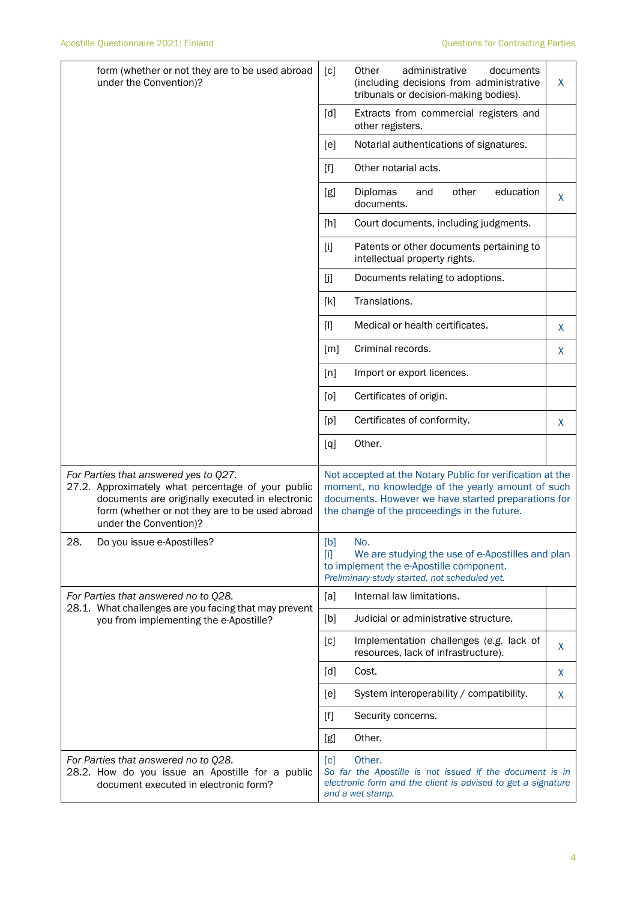| | | | |
|---|---|---|---|
| form (whether or not they are to be used abroad under the Convention)? | [c] | Other administrative documents (including decisions from administrative tribunals or decision-making bodies). | X |
| | [d] | Extracts from commercial registers and other registers. | |
| | [e] | Notarial authentications of signatures. | |
| | [f] | Other notarial acts. | |
| | [g] | Diplomas and other education documents. | X |
| | [h] | Court documents, including judgments. | |
| | [i] | Patents or other documents pertaining to intellectual property rights. | |
| | [j] | Documents relating to adoptions. | |
| | [k] | Translations. | |
| | [l] | Medical or health certificates. | X |
| | [m] | Criminal records. | X |
| | [n] | Import or export licences. | |
| | [o] | Certificates of origin. | |
| | [p] | Certificates of conformity. | X |
| | [q] | Other. | |
| *For Parties that answered yes to Q27.* 27.2. Approximately what percentage of your public documents are originally executed in electronic form (whether or not they are to be used abroad under the Convention)? | Not accepted at the Notary Public for verification at the moment, no knowledge of the yearly amount of such documents. However we have started preparations for the change of the proceedings in the future. | | |
| 28. Do you issue e-Apostilles? | [b] No. [i] We are studying the use of e-Apostilles and plan to implement the e-Apostille component. *Preliminary study started, not scheduled yet.* | | |
| *For Parties that answered no to Q28.* 28.1. What challenges are you facing that may prevent you from implementing the e-Apostille? | [a] | Internal law limitations. | |
| | [b] | Judicial or administrative structure. | |
| | [c] | Implementation challenges (e.g. lack of resources, lack of infrastructure). | X |
| | [d] | Cost. | X |
| | [e] | System interoperability / compatibility. | X |
| | [f] | Security concerns. | |
| | [g] | Other. | |
| *For Parties that answered no to Q28.* 28.2. How do you issue an Apostille for a public document executed in electronic form? | [c] Other. *So far the Apostille is not issued if the document is in electronic form and the client is advised to get a signature and a wet stamp.* | | |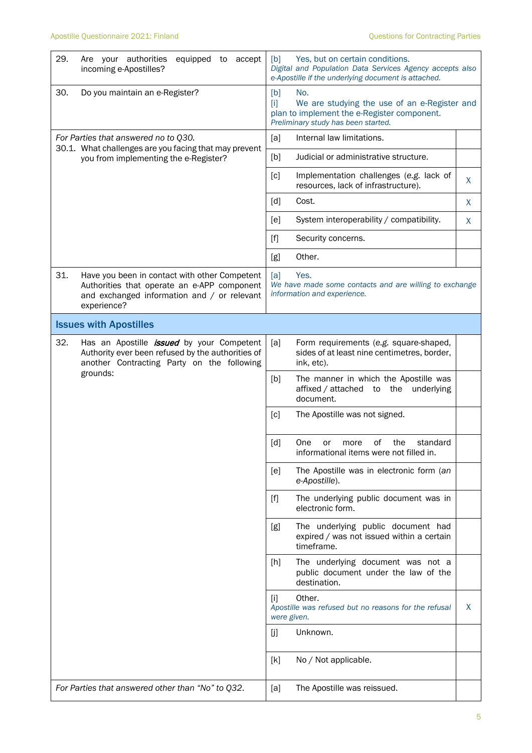| | | |
|---|---|---|
| 29. Are your authorities equipped to accept incoming e-Apostilles? | [b] Yes, but on certain conditions. *Digital and Population Data Services Agency accepts also e-Apostille if the underlying document is attached.* | |
| 30. Do you maintain an e-Register? | [b] No. [i] We are studying the use of an e-Register and plan to implement the e-Register component. *Preliminary study has been started.* | |
| *For Parties that answered no to Q30.* 30.1. What challenges are you facing that may prevent you from implementing the e-Register? | [a] Internal law limitations. | |
| | [b] Judicial or administrative structure. | |
| | [c] Implementation challenges (e.g. lack of resources, lack of infrastructure). | X |
| | [d] Cost. | X |
| | [e] System interoperability / compatibility. | X |
| | [f] Security concerns. | |
| | [g] Other. | |
| 31. Have you been in contact with other Competent Authorities that operate an e-APP component and exchanged information and / or relevant experience? | [a] Yes. *We have made some contacts and are willing to exchange information and experience.* | |
| **Issues with Apostilles** | | |
| 32. Has an Apostille ***issued*** by your Competent Authority ever been refused by the authorities of another Contracting Party on the following grounds: | [a] Form requirements (e.g. square-shaped, sides of at least nine centimetres, border, ink, etc). | |
| | [b] The manner in which the Apostille was affixed / attached to the underlying document. | |
| | [c] The Apostille was not signed. | |
| | [d] One or more of the standard informational items were not filled in. | |
| | [e] The Apostille was in electronic form (*an e-Apostille*). | |
| | [f] The underlying public document was in electronic form. | |
| | [g] The underlying public document had expired / was not issued within a certain timeframe. | |
| | [h] The underlying document was not a public document under the law of the destination. | |
| | [i] Other. *Apostille was refused but no reasons for the refusal were given.* | X |
| | [j] Unknown. | |
| | [k] No / Not applicable. | |
| *For Parties that answered other than "No" to Q32.* | [a] The Apostille was reissued. | |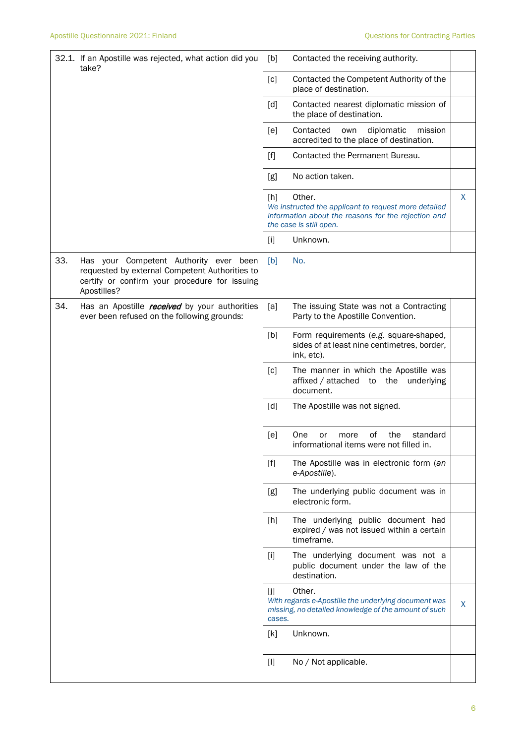| Question | Option | Answer | Mark |
| --- | --- | --- | --- |
| 32.1. If an Apostille was rejected, what action did you take? | [b] | Contacted the receiving authority. | |
| | [c] | Contacted the Competent Authority of the place of destination. | |
| | [d] | Contacted nearest diplomatic mission of the place of destination. | |
| | [e] | Contacted own diplomatic mission accredited to the place of destination. | |
| | [f] | Contacted the Permanent Bureau. | |
| | [g] | No action taken. | |
| | [h] | Other. *We instructed the applicant to request more detailed information about the reasons for the rejection and the case is still open.* | X |
| | [i] | Unknown. | |
| 33. Has your Competent Authority ever been requested by external Competent Authorities to certify or confirm your procedure for issuing Apostilles? | [b] | No. | |
| 34. Has an Apostille ***received*** by your authorities ever been refused on the following grounds: | [a] | The issuing State was not a Contracting Party to the Apostille Convention. | |
| | [b] | Form requirements (*e.g.* square-shaped, sides of at least nine centimetres, border, ink, etc). | |
| | [c] | The manner in which the Apostille was affixed / attached to the underlying document. | |
| | [d] | The Apostille was not signed. | |
| | [e] | One or more of the standard informational items were not filled in. | |
| | [f] | The Apostille was in electronic form (*an e-Apostille*). | |
| | [g] | The underlying public document was in electronic form. | |
| | [h] | The underlying public document had expired / was not issued within a certain timeframe. | |
| | [i] | The underlying document was not a public document under the law of the destination. | |
| | [j] | Other. *With regards e-Apostille the underlying document was missing, no detailed knowledge of the amount of such cases.* | X |
| | [k] | Unknown. | |
| | [l] | No / Not applicable. | |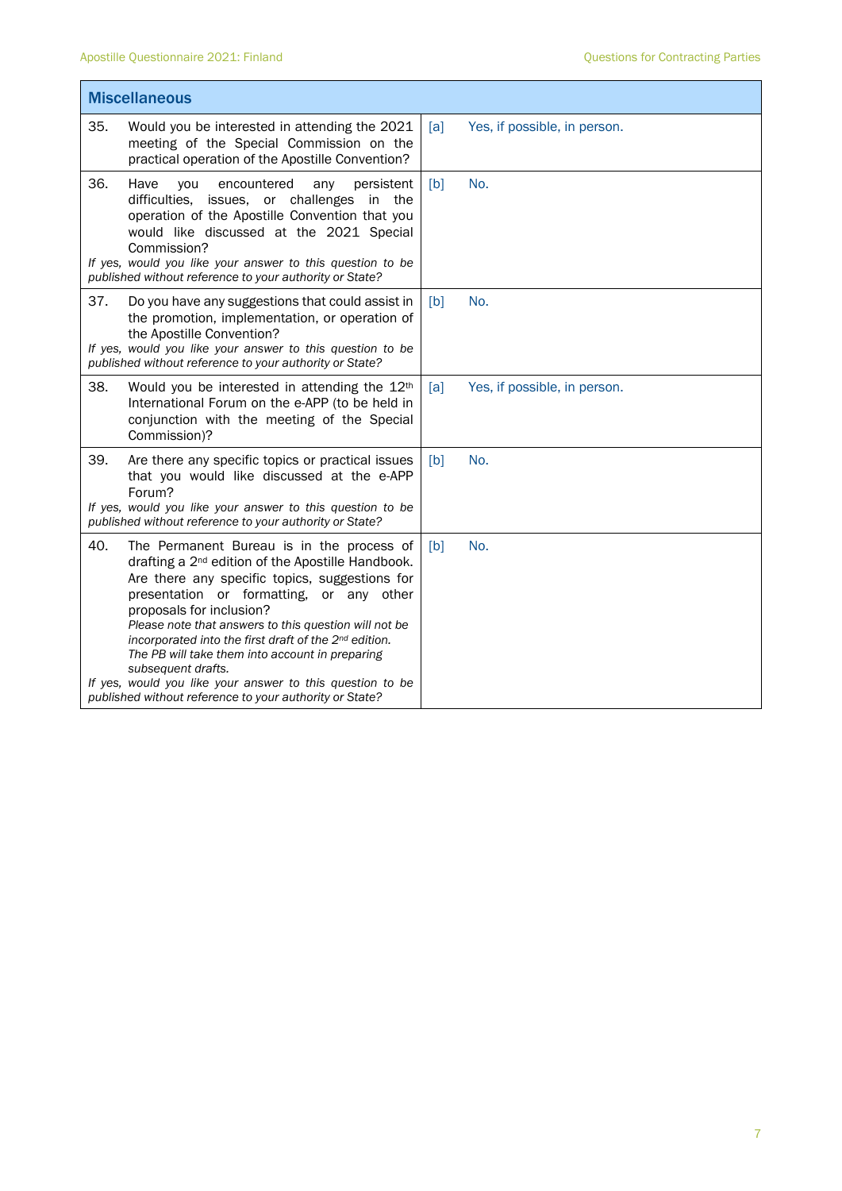| Miscellaneous | |
|---|---|
| 35. Would you be interested in attending the 2021 meeting of the Special Commission on the practical operation of the Apostille Convention? | [a] Yes, if possible, in person. |
| 36. Have you encountered any persistent difficulties, issues, or challenges in the operation of the Apostille Convention that you would like discussed at the 2021 Special Commission?<br>*If yes, would you like your answer to this question to be published without reference to your authority or State?* | [b] No. |
| 37. Do you have any suggestions that could assist in the promotion, implementation, or operation of the Apostille Convention?<br>*If yes, would you like your answer to this question to be published without reference to your authority or State?* | [b] No. |
| 38. Would you be interested in attending the 12th International Forum on the e-APP (to be held in conjunction with the meeting of the Special Commission)? | [a] Yes, if possible, in person. |
| 39. Are there any specific topics or practical issues that you would like discussed at the e-APP Forum?<br>*If yes, would you like your answer to this question to be published without reference to your authority or State?* | [b] No. |
| 40. The Permanent Bureau is in the process of drafting a 2nd edition of the Apostille Handbook. Are there any specific topics, suggestions for presentation or formatting, or any other proposals for inclusion?<br>*Please note that answers to this question will not be incorporated into the first draft of the 2nd edition. The PB will take them into account in preparing subsequent drafts.*<br>*If yes, would you like your answer to this question to be published without reference to your authority or State?* | [b] No. |